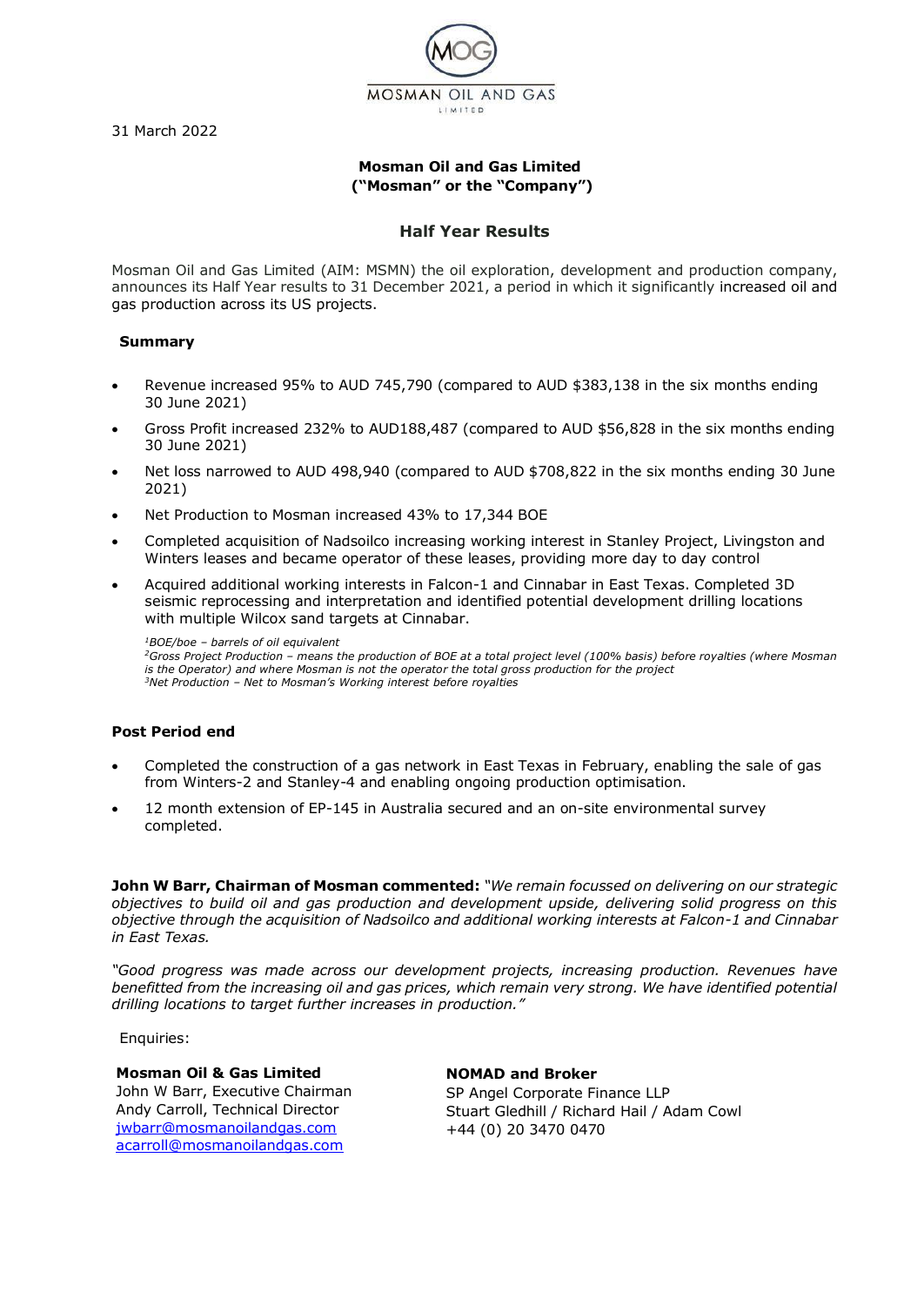MOSMAN OIL AND GAS LIMITED

31 March 2022

**Mosman Oil and Gas Limited**
**("Mosman" or the "Company")**

## Half Year Results

Mosman Oil and Gas Limited (AIM: MSMN) the oil exploration, development and production company, announces its Half Year results to 31 December 2021, a period in which it significantly increased oil and gas production across its US projects.

### Summary

- Revenue increased 95% to AUD 745,790 (compared to AUD $383,138 in the six months ending 30 June 2021)
- Gross Profit increased 232% to AUD188,487 (compared to AUD $56,828 in the six months ending 30 June 2021)
- Net loss narrowed to AUD 498,940 (compared to AUD $708,822 in the six months ending 30 June 2021)
- Net Production to Mosman increased 43% to 17,344 BOE
- Completed acquisition of Nadsoilco increasing working interest in Stanley Project, Livingston and Winters leases and became operator of these leases, providing more day to day control
- Acquired additional working interests in Falcon-1 and Cinnabar in East Texas. Completed 3D seismic reprocessing and interpretation and identified potential development drilling locations with multiple Wilcox sand targets at Cinnabar.

*[1]BOE/boe – barrels of oil equivalent*
*[2]Gross Project Production – means the production of BOE at a total project level (100% basis) before royalties (where Mosman is the Operator) and where Mosman is not the operator the total gross production for the project*
*[3]Net Production – Net to Mosman's Working interest before royalties*

### Post Period end

- Completed the construction of a gas network in East Texas in February, enabling the sale of gas from Winters-2 and Stanley-4 and enabling ongoing production optimisation.
- 12 month extension of EP-145 in Australia secured and an on-site environmental survey completed.

**John W Barr, Chairman of Mosman commented:** *"We remain focussed on delivering on our strategic objectives to build oil and gas production and development upside, delivering solid progress on this objective through the acquisition of Nadsoilco and additional working interests at Falcon-1 and Cinnabar in East Texas.*

*"Good progress was made across our development projects, increasing production. Revenues have benefitted from the increasing oil and gas prices, which remain very strong. We have identified potential drilling locations to target further increases in production."*

Enquiries:

**Mosman Oil & Gas Limited**
John W Barr, Executive Chairman
Andy Carroll, Technical Director
jwbarr@mosmanoilandgas.com
acarroll@mosmanoilandgas.com

**NOMAD and Broker**
SP Angel Corporate Finance LLP
Stuart Gledhill / Richard Hail / Adam Cowl
+44 (0) 20 3470 0470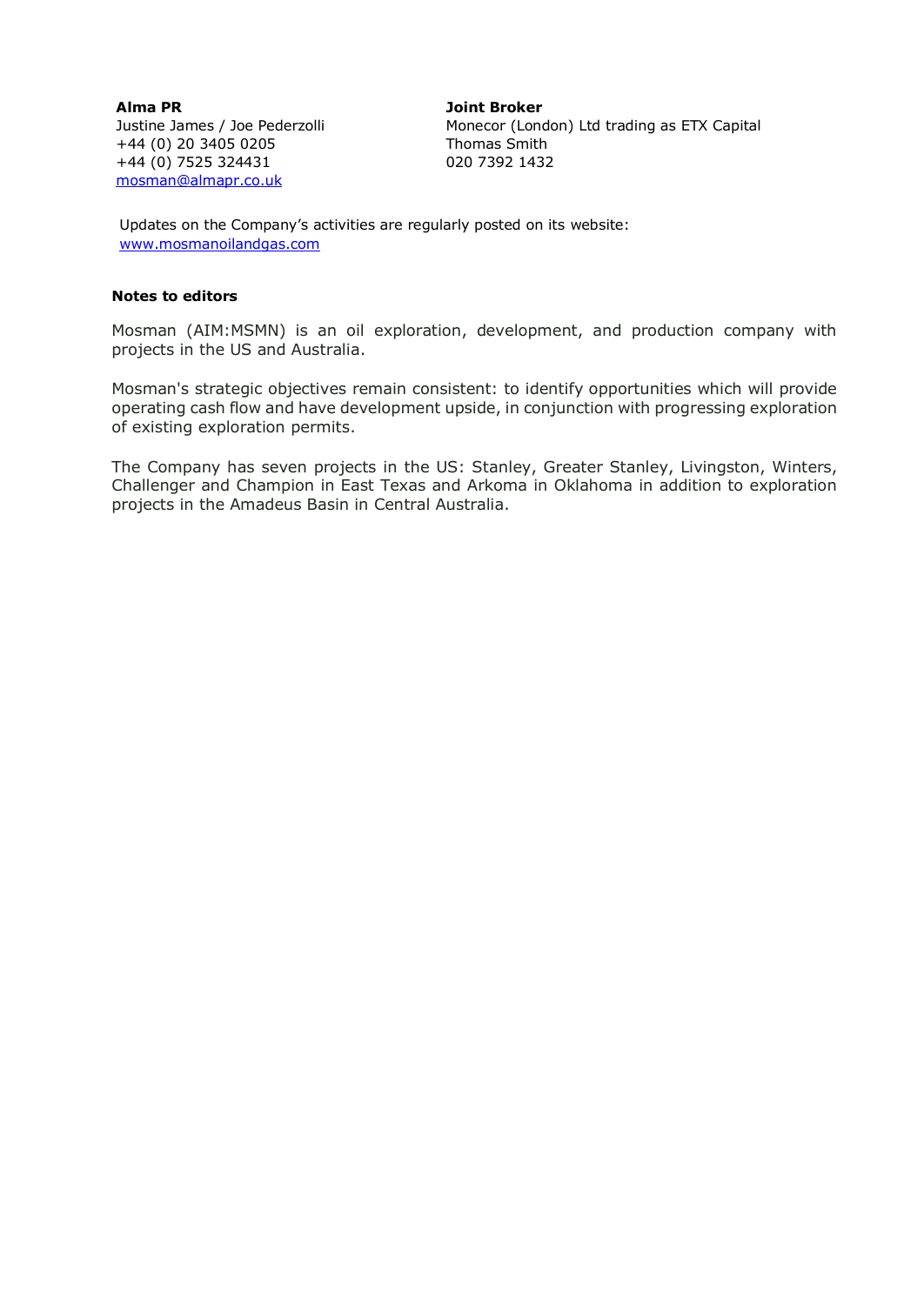**Alma PR**
Justine James / Joe Pederzolli
+44 (0) 20 3405 0205
+44 (0) 7525 324431
mosman@almapr.co.uk

**Joint Broker**
Monecor (London) Ltd trading as ETX Capital
Thomas Smith
020 7392 1432

Updates on the Company's activities are regularly posted on its website:
www.mosmanoilandgas.com

**Notes to editors**

Mosman (AIM:MSMN) is an oil exploration, development, and production company with projects in the US and Australia.

Mosman's strategic objectives remain consistent: to identify opportunities which will provide operating cash flow and have development upside, in conjunction with progressing exploration of existing exploration permits.

The Company has seven projects in the US: Stanley, Greater Stanley, Livingston, Winters, Challenger and Champion in East Texas and Arkoma in Oklahoma in addition to exploration projects in the Amadeus Basin in Central Australia.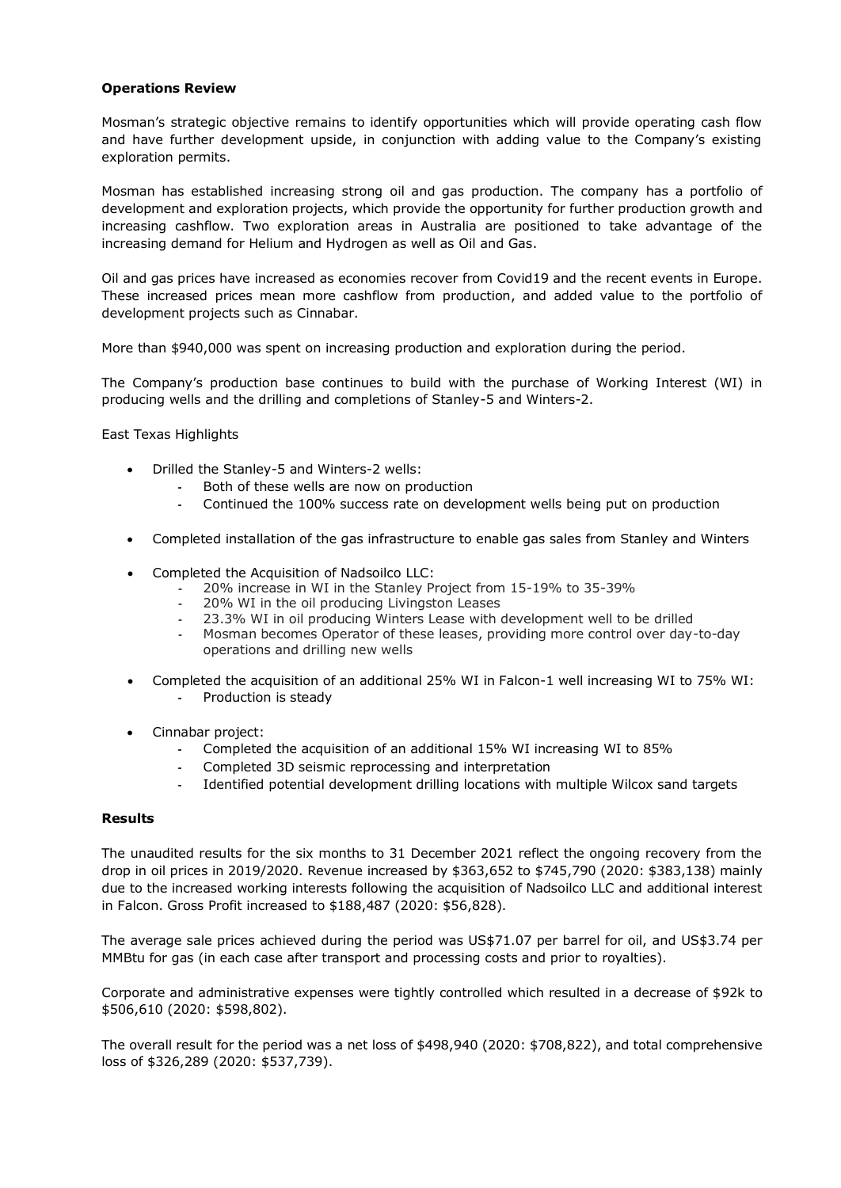**Operations Review**

Mosman's strategic objective remains to identify opportunities which will provide operating cash flow and have further development upside, in conjunction with adding value to the Company's existing exploration permits.

Mosman has established increasing strong oil and gas production. The company has a portfolio of development and exploration projects, which provide the opportunity for further production growth and increasing cashflow. Two exploration areas in Australia are positioned to take advantage of the increasing demand for Helium and Hydrogen as well as Oil and Gas.

Oil and gas prices have increased as economies recover from Covid19 and the recent events in Europe. These increased prices mean more cashflow from production, and added value to the portfolio of development projects such as Cinnabar.

More than $940,000 was spent on increasing production and exploration during the period.

The Company's production base continues to build with the purchase of Working Interest (WI) in producing wells and the drilling and completions of Stanley-5 and Winters-2.

East Texas Highlights

- Drilled the Stanley-5 and Winters-2 wells:
  - Both of these wells are now on production
  - Continued the 100% success rate on development wells being put on production
- Completed installation of the gas infrastructure to enable gas sales from Stanley and Winters
- Completed the Acquisition of Nadsoilco LLC:
  - 20% increase in WI in the Stanley Project from 15-19% to 35-39%
  - 20% WI in the oil producing Livingston Leases
  - 23.3% WI in oil producing Winters Lease with development well to be drilled
  - Mosman becomes Operator of these leases, providing more control over day-to-day operations and drilling new wells
- Completed the acquisition of an additional 25% WI in Falcon-1 well increasing WI to 75% WI:
  - Production is steady
- Cinnabar project:
  - Completed the acquisition of an additional 15% WI increasing WI to 85%
  - Completed 3D seismic reprocessing and interpretation
  - Identified potential development drilling locations with multiple Wilcox sand targets

**Results**

The unaudited results for the six months to 31 December 2021 reflect the ongoing recovery from the drop in oil prices in 2019/2020. Revenue increased by $363,652 to $745,790 (2020: $383,138) mainly due to the increased working interests following the acquisition of Nadsoilco LLC and additional interest in Falcon. Gross Profit increased to $188,487 (2020: $56,828).

The average sale prices achieved during the period was US$71.07 per barrel for oil, and US$3.74 per MMBtu for gas (in each case after transport and processing costs and prior to royalties).

Corporate and administrative expenses were tightly controlled which resulted in a decrease of $92k to $506,610 (2020: $598,802).

The overall result for the period was a net loss of $498,940 (2020: $708,822), and total comprehensive loss of $326,289 (2020: $537,739).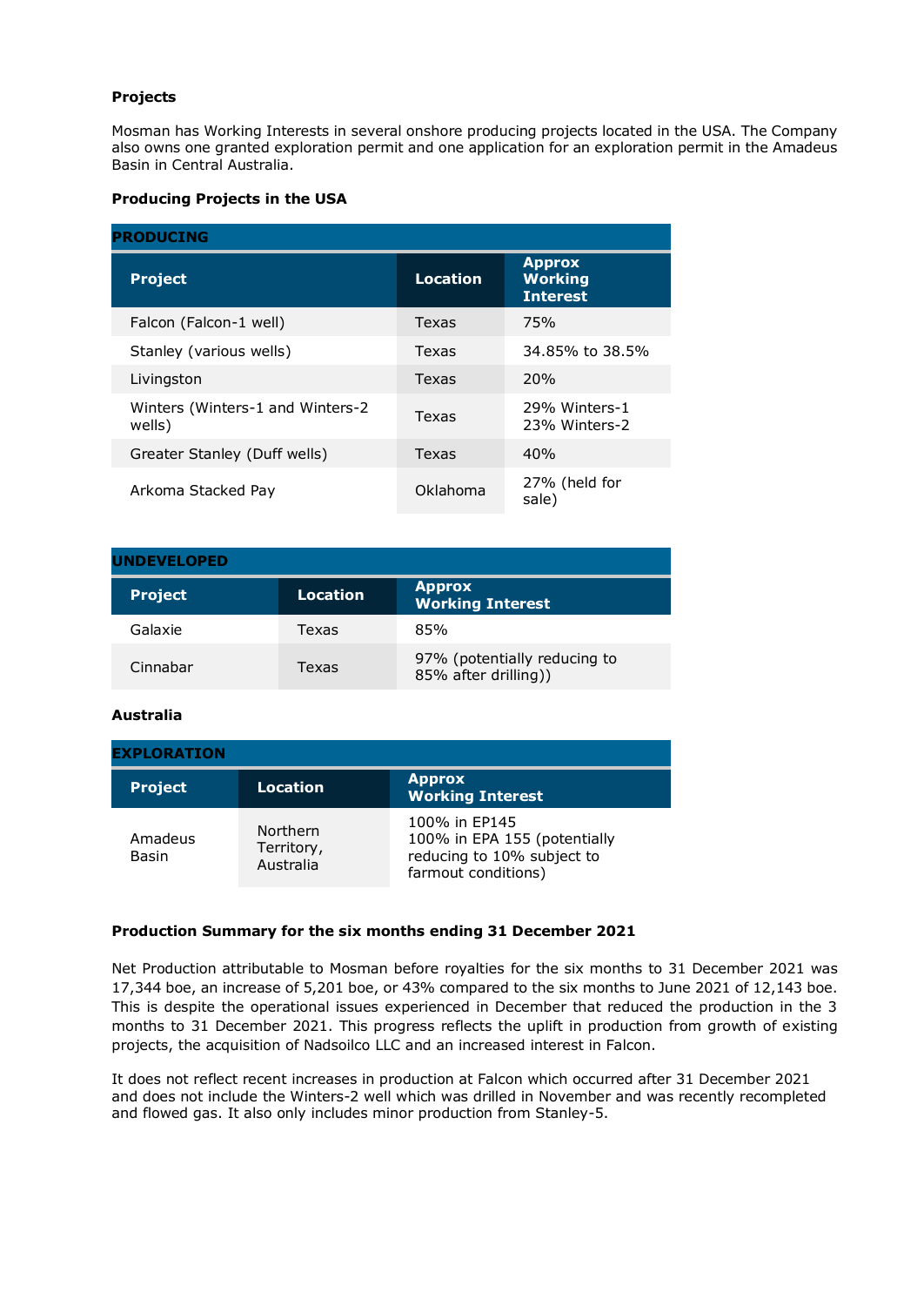**Projects**

Mosman has Working Interests in several onshore producing projects located in the USA. The Company also owns one granted exploration permit and one application for an exploration permit in the Amadeus Basin in Central Australia.

**Producing Projects in the USA**

| **PRODUCING** | | |
|---|---|---|
| **Project** | **Location** | **Approx Working Interest** |
| Falcon (Falcon-1 well) | Texas | 75% |
| Stanley (various wells) | Texas | 34.85% to 38.5% |
| Livingston | Texas | 20% |
| Winters (Winters-1 and Winters-2 wells) | Texas | 29% Winters-1<br>23% Winters-2 |
| Greater Stanley (Duff wells) | Texas | 40% |
| Arkoma Stacked Pay | Oklahoma | 27% (held for sale) |

| **UNDEVELOPED** | | |
|---|---|---|
| **Project** | **Location** | **Approx Working Interest** |
| Galaxie | Texas | 85% |
| Cinnabar | Texas | 97% (potentially reducing to 85% after drilling)) |

**Australia**

| **EXPLORATION** | | |
|---|---|---|
| **Project** | **Location** | **Approx Working Interest** |
| Amadeus Basin | Northern Territory, Australia | 100% in EP145<br>100% in EPA 155 (potentially reducing to 10% subject to farmout conditions) |

**Production Summary for the six months ending 31 December 2021**

Net Production attributable to Mosman before royalties for the six months to 31 December 2021 was 17,344 boe, an increase of 5,201 boe, or 43% compared to the six months to June 2021 of 12,143 boe. This is despite the operational issues experienced in December that reduced the production in the 3 months to 31 December 2021. This progress reflects the uplift in production from growth of existing projects, the acquisition of Nadsoilco LLC and an increased interest in Falcon.

It does not reflect recent increases in production at Falcon which occurred after 31 December 2021 and does not include the Winters-2 well which was drilled in November and was recently recompleted and flowed gas. It also only includes minor production from Stanley-5.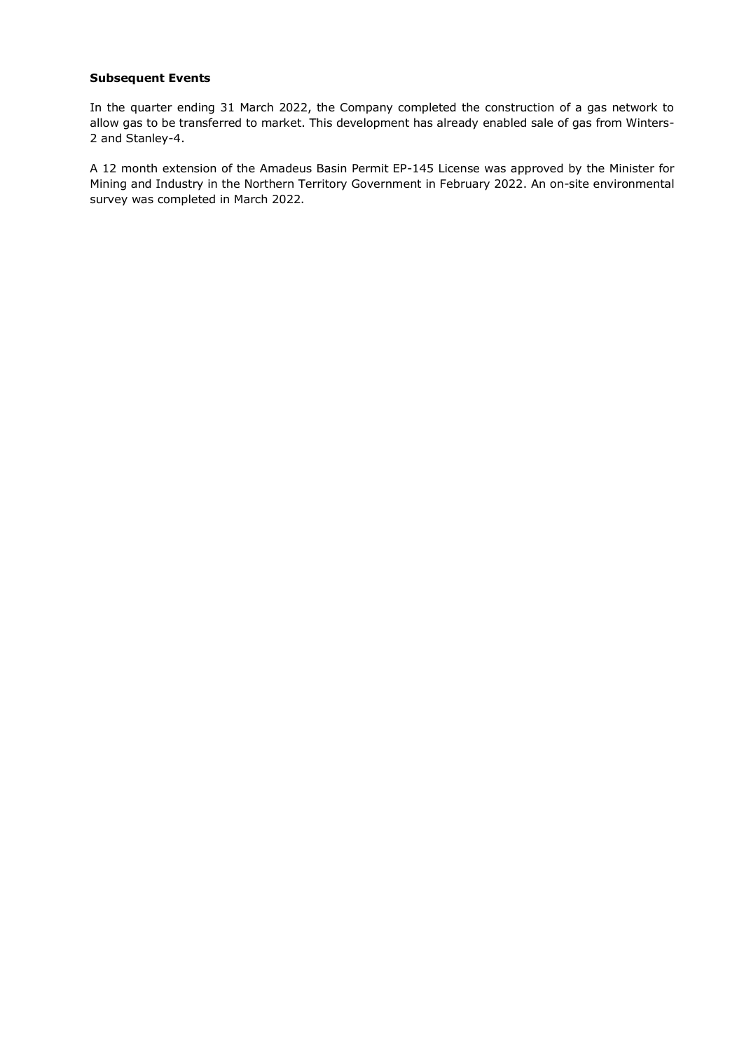**Subsequent Events**

In the quarter ending 31 March 2022, the Company completed the construction of a gas network to allow gas to be transferred to market. This development has already enabled sale of gas from Winters-2 and Stanley-4.

A 12 month extension of the Amadeus Basin Permit EP-145 License was approved by the Minister for Mining and Industry in the Northern Territory Government in February 2022. An on-site environmental survey was completed in March 2022.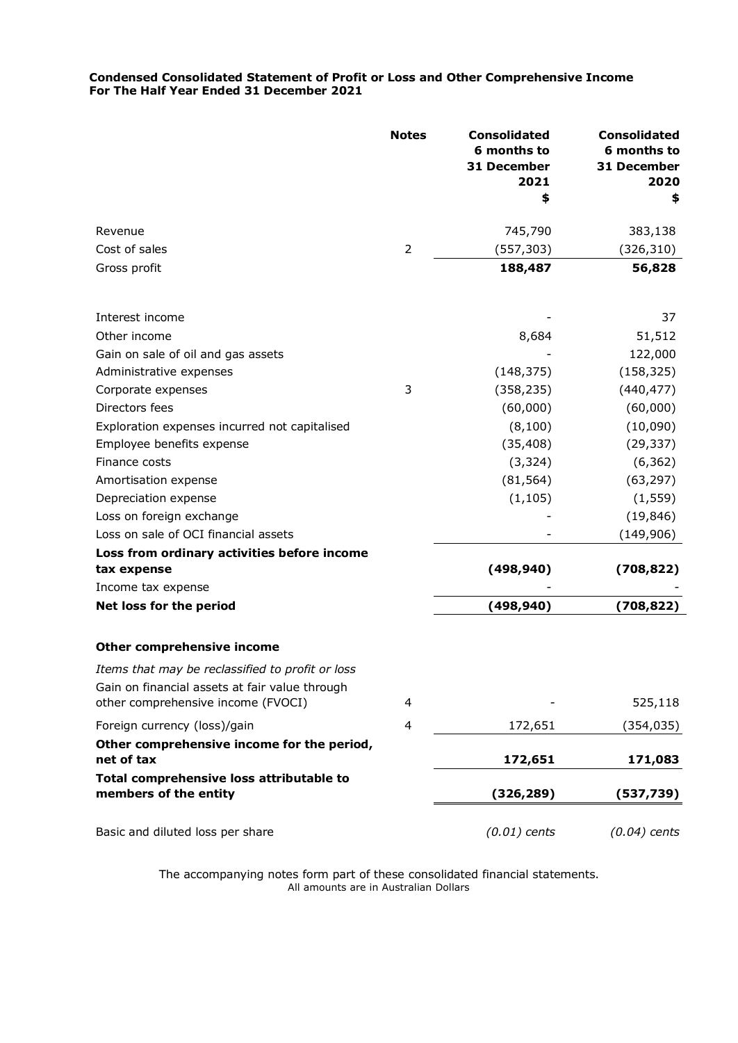**Condensed Consolidated Statement of Profit or Loss and Other Comprehensive Income**
**For The Half Year Ended 31 December 2021**

| | Notes | Consolidated 6 months to 31 December 2021 $ | Consolidated 6 months to 31 December 2020 $ |
|---|---|---|---|
| Revenue | | 745,790 | 383,138 |
| Cost of sales | 2 | (557,303) | (326,310) |
| Gross profit | | **188,487** | **56,828** |
| | | | |
| Interest income | | - | 37 |
| Other income | | 8,684 | 51,512 |
| Gain on sale of oil and gas assets | | - | 122,000 |
| Administrative expenses | | (148,375) | (158,325) |
| Corporate expenses | 3 | (358,235) | (440,477) |
| Directors fees | | (60,000) | (60,000) |
| Exploration expenses incurred not capitalised | | (8,100) | (10,090) |
| Employee benefits expense | | (35,408) | (29,337) |
| Finance costs | | (3,324) | (6,362) |
| Amortisation expense | | (81,564) | (63,297) |
| Depreciation expense | | (1,105) | (1,559) |
| Loss on foreign exchange | | - | (19,846) |
| Loss on sale of OCI financial assets | | - | (149,906) |
| **Loss from ordinary activities before income tax expense** | | **(498,940)** | **(708,822)** |
| Income tax expense | | - | - |
| **Net loss for the period** | | **(498,940)** | **(708,822)** |
| | | | |
| **Other comprehensive income** | | | |
| *Items that may be reclassified to profit or loss* | | | |
| Gain on financial assets at fair value through other comprehensive income (FVOCI) | 4 | - | 525,118 |
| Foreign currency (loss)/gain | 4 | 172,651 | (354,035) |
| **Other comprehensive income for the period, net of tax** | | **172,651** | **171,083** |
| **Total comprehensive loss attributable to members of the entity** | | **(326,289)** | **(537,739)** |
| | | | |
| Basic and diluted loss per share | | *(0.01) cents* | *(0.04) cents* |

The accompanying notes form part of these consolidated financial statements.
All amounts are in Australian Dollars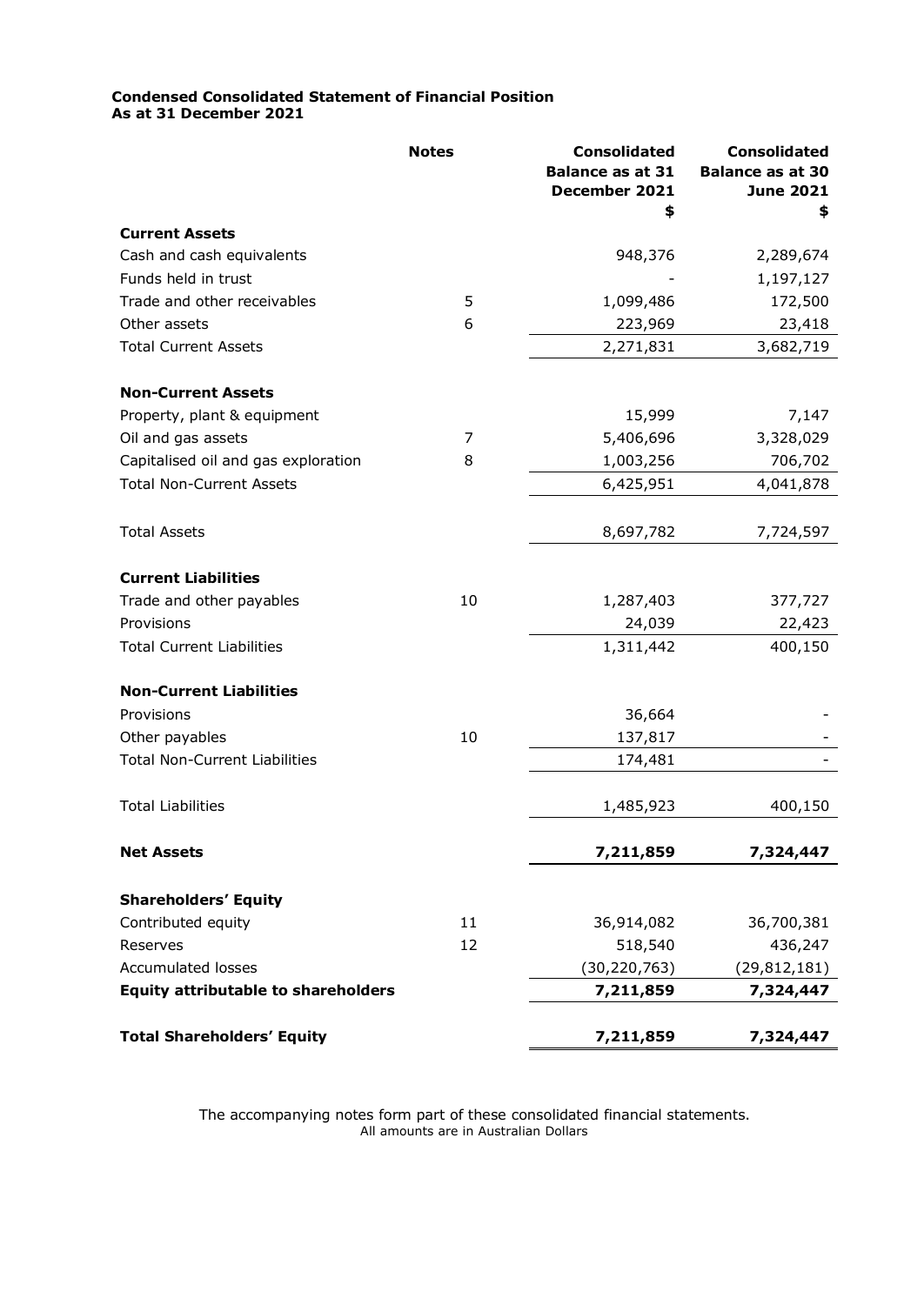**Condensed Consolidated Statement of Financial Position**
**As at 31 December 2021**

| | Notes | Consolidated Balance as at 31 December 2021 $ | Consolidated Balance as at 30 June 2021 $ |
|---|---|---|---|
| **Current Assets** | | | |
| Cash and cash equivalents | | 948,376 | 2,289,674 |
| Funds held in trust | | - | 1,197,127 |
| Trade and other receivables | 5 | 1,099,486 | 172,500 |
| Other assets | 6 | 223,969 | 23,418 |
| Total Current Assets | | 2,271,831 | 3,682,719 |
| **Non-Current Assets** | | | |
| Property, plant & equipment | | 15,999 | 7,147 |
| Oil and gas assets | 7 | 5,406,696 | 3,328,029 |
| Capitalised oil and gas exploration | 8 | 1,003,256 | 706,702 |
| Total Non-Current Assets | | 6,425,951 | 4,041,878 |
| Total Assets | | 8,697,782 | 7,724,597 |
| **Current Liabilities** | | | |
| Trade and other payables | 10 | 1,287,403 | 377,727 |
| Provisions | | 24,039 | 22,423 |
| Total Current Liabilities | | 1,311,442 | 400,150 |
| **Non-Current Liabilities** | | | |
| Provisions | | 36,664 | - |
| Other payables | 10 | 137,817 | - |
| Total Non-Current Liabilities | | 174,481 | - |
| Total Liabilities | | 1,485,923 | 400,150 |
| **Net Assets** | | **7,211,859** | **7,324,447** |
| **Shareholders' Equity** | | | |
| Contributed equity | 11 | 36,914,082 | 36,700,381 |
| Reserves | 12 | 518,540 | 436,247 |
| Accumulated losses | | (30,220,763) | (29,812,181) |
| **Equity attributable to shareholders** | | **7,211,859** | **7,324,447** |
| **Total Shareholders' Equity** | | **7,211,859** | **7,324,447** |

The accompanying notes form part of these consolidated financial statements.
All amounts are in Australian Dollars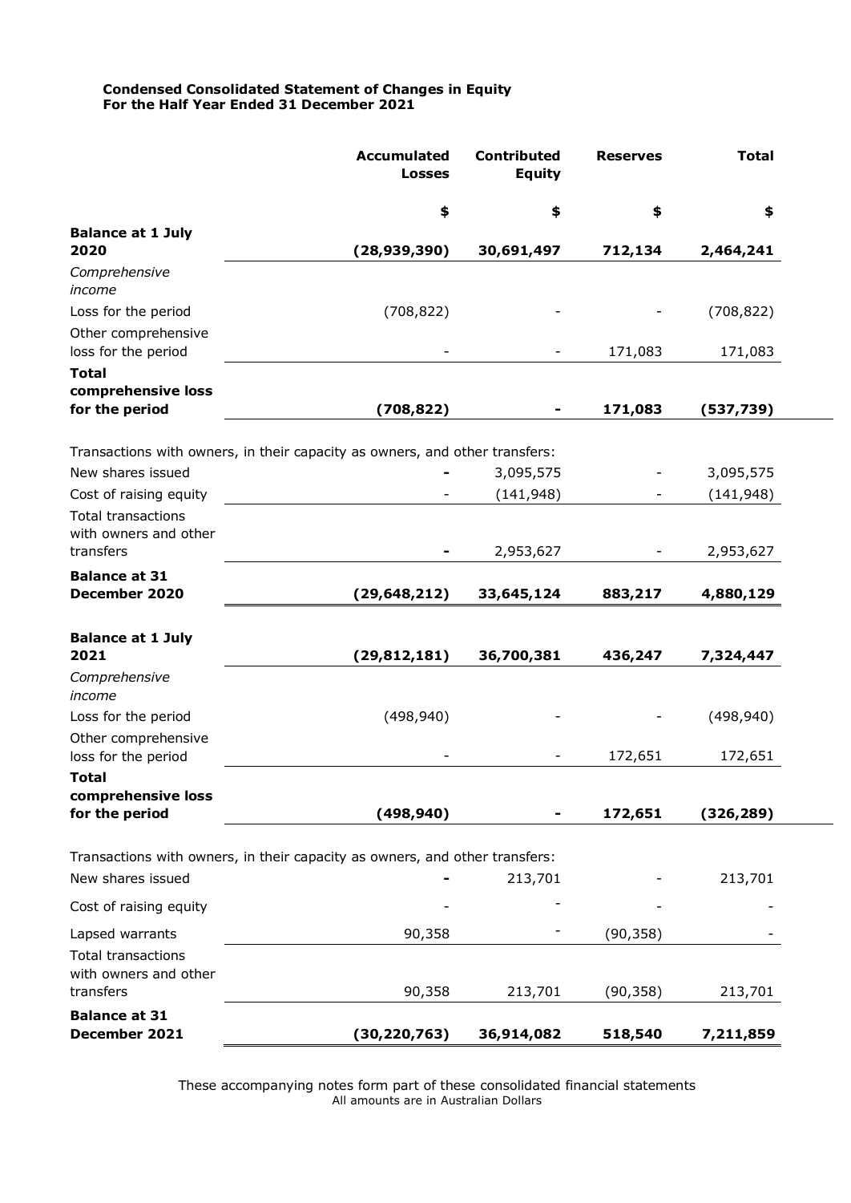**Condensed Consolidated Statement of Changes in Equity**
**For the Half Year Ended 31 December 2021**

| | Accumulated Losses | Contributed Equity | Reserves | Total |
|---|---|---|---|---|
| | $ | $ | $ | $ |
| **Balance at 1 July 2020** | **(28,939,390)** | **30,691,497** | **712,134** | **2,464,241** |
| *Comprehensive income* | | | | |
| Loss for the period | (708,822) | - | - | (708,822) |
| Other comprehensive loss for the period | - | - | 171,083 | 171,083 |
| **Total comprehensive loss for the period** | **(708,822)** | **-** | **171,083** | **(537,739)** |
| Transactions with owners, in their capacity as owners, and other transfers: | | | | |
| New shares issued | **-** | 3,095,575 | - | 3,095,575 |
| Cost of raising equity | - | (141,948) | - | (141,948) |
| Total transactions with owners and other transfers | **-** | 2,953,627 | - | 2,953,627 |
| **Balance at 31 December 2020** | **(29,648,212)** | **33,645,124** | **883,217** | **4,880,129** |
| | | | | |
| **Balance at 1 July 2021** | **(29,812,181)** | **36,700,381** | **436,247** | **7,324,447** |
| *Comprehensive income* | | | | |
| Loss for the period | (498,940) | - | - | (498,940) |
| Other comprehensive loss for the period | - | - | 172,651 | 172,651 |
| **Total comprehensive loss for the period** | **(498,940)** | **-** | **172,651** | **(326,289)** |
| Transactions with owners, in their capacity as owners, and other transfers: | | | | |
| New shares issued | **-** | 213,701 | - | 213,701 |
| Cost of raising equity | - | - | - | - |
| Lapsed warrants | 90,358 | - | (90,358) | - |
| Total transactions with owners and other transfers | 90,358 | 213,701 | (90,358) | 213,701 |
| **Balance at 31 December 2021** | **(30,220,763)** | **36,914,082** | **518,540** | **7,211,859** |

These accompanying notes form part of these consolidated financial statements
All amounts are in Australian Dollars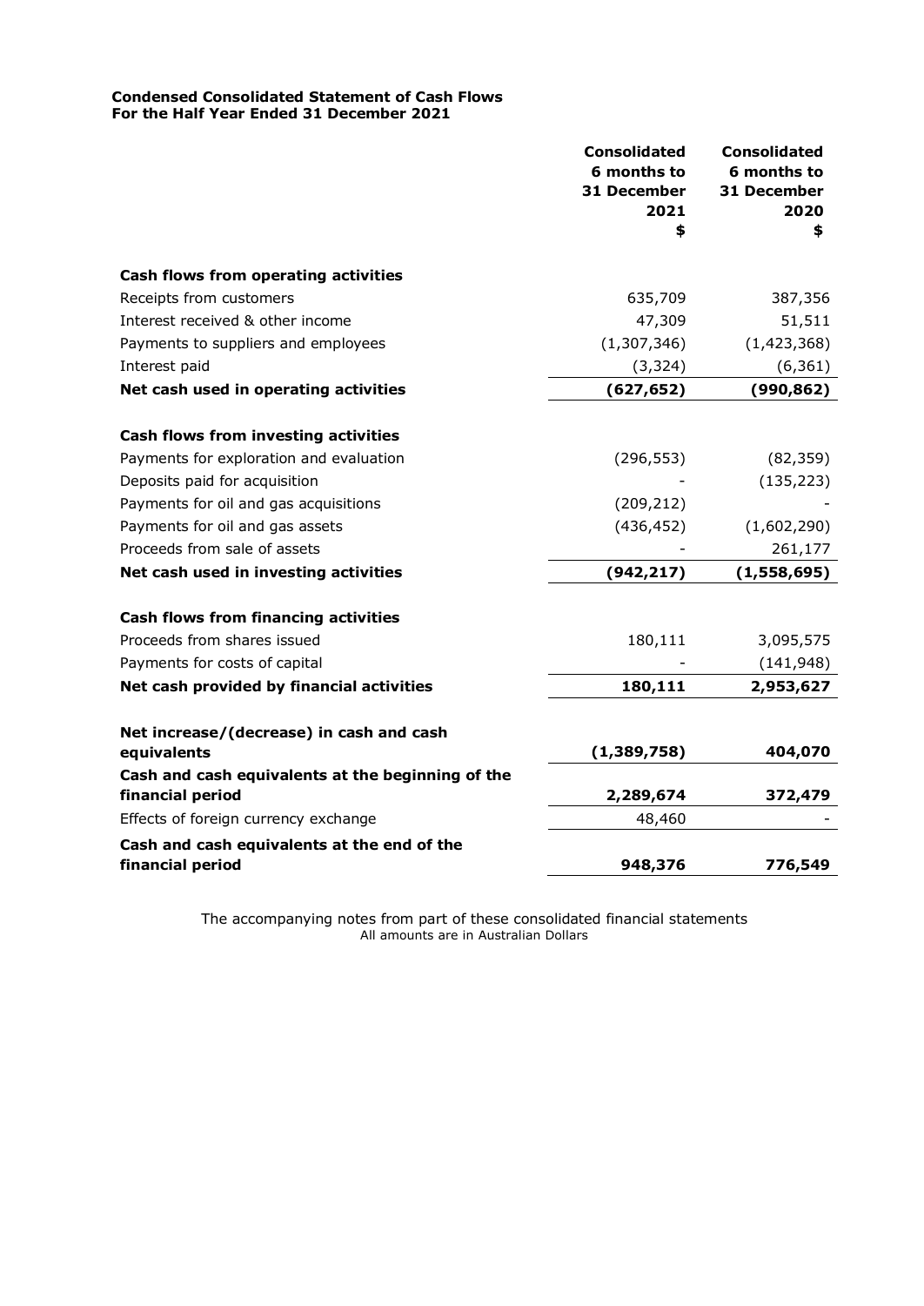**Condensed Consolidated Statement of Cash Flows**
**For the Half Year Ended 31 December 2021**

| | Consolidated 6 months to 31 December 2021 $ | Consolidated 6 months to 31 December 2020 $ |
|---|---|---|
| **Cash flows from operating activities** | | |
| Receipts from customers | 635,709 | 387,356 |
| Interest received & other income | 47,309 | 51,511 |
| Payments to suppliers and employees | (1,307,346) | (1,423,368) |
| Interest paid | (3,324) | (6,361) |
| **Net cash used in operating activities** | **(627,652)** | **(990,862)** |
| **Cash flows from investing activities** | | |
| Payments for exploration and evaluation | (296,553) | (82,359) |
| Deposits paid for acquisition | - | (135,223) |
| Payments for oil and gas acquisitions | (209,212) | - |
| Payments for oil and gas assets | (436,452) | (1,602,290) |
| Proceeds from sale of assets | - | 261,177 |
| **Net cash used in investing activities** | **(942,217)** | **(1,558,695)** |
| **Cash flows from financing activities** | | |
| Proceeds from shares issued | 180,111 | 3,095,575 |
| Payments for costs of capital | - | (141,948) |
| **Net cash provided by financial activities** | **180,111** | **2,953,627** |
| **Net increase/(decrease) in cash and cash equivalents** | **(1,389,758)** | **404,070** |
| **Cash and cash equivalents at the beginning of the financial period** | **2,289,674** | **372,479** |
| Effects of foreign currency exchange | 48,460 | - |
| **Cash and cash equivalents at the end of the financial period** | **948,376** | **776,549** |

The accompanying notes from part of these consolidated financial statements
All amounts are in Australian Dollars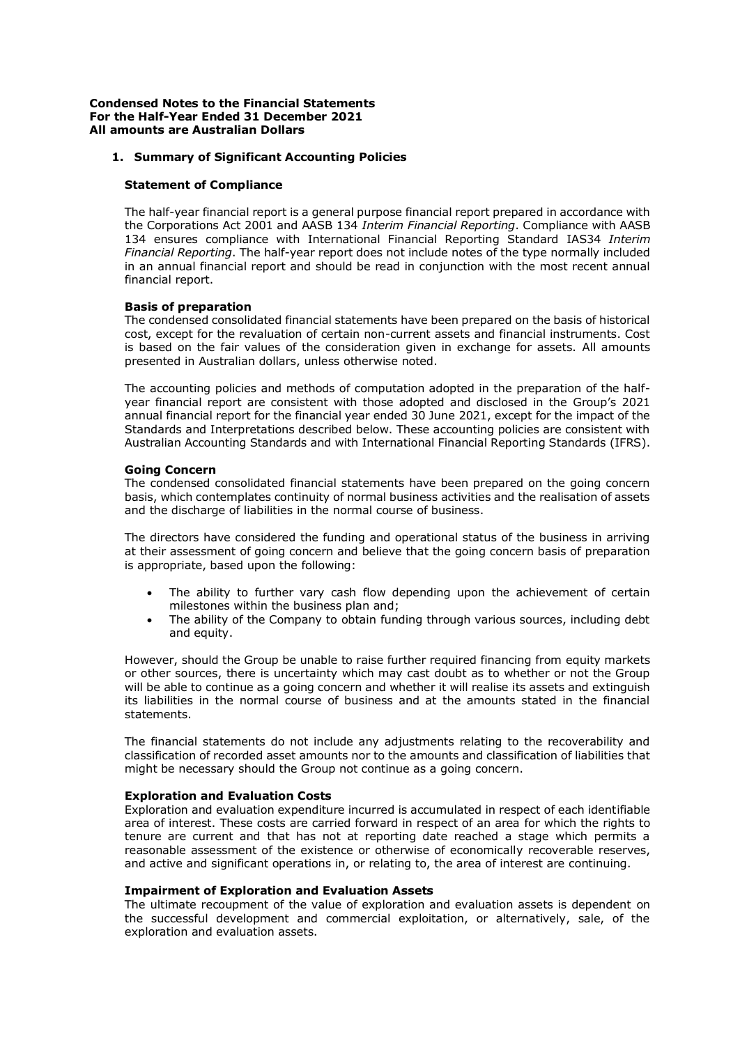**Condensed Notes to the Financial Statements**
**For the Half-Year Ended 31 December 2021**
**All amounts are Australian Dollars**

## 1. Summary of Significant Accounting Policies

### Statement of Compliance

The half-year financial report is a general purpose financial report prepared in accordance with the Corporations Act 2001 and AASB 134 *Interim Financial Reporting*. Compliance with AASB 134 ensures compliance with International Financial Reporting Standard IAS34 *Interim Financial Reporting*. The half-year report does not include notes of the type normally included in an annual financial report and should be read in conjunction with the most recent annual financial report.

### Basis of preparation

The condensed consolidated financial statements have been prepared on the basis of historical cost, except for the revaluation of certain non-current assets and financial instruments. Cost is based on the fair values of the consideration given in exchange for assets. All amounts presented in Australian dollars, unless otherwise noted.

The accounting policies and methods of computation adopted in the preparation of the half-year financial report are consistent with those adopted and disclosed in the Group's 2021 annual financial report for the financial year ended 30 June 2021, except for the impact of the Standards and Interpretations described below. These accounting policies are consistent with Australian Accounting Standards and with International Financial Reporting Standards (IFRS).

### Going Concern

The condensed consolidated financial statements have been prepared on the going concern basis, which contemplates continuity of normal business activities and the realisation of assets and the discharge of liabilities in the normal course of business.

The directors have considered the funding and operational status of the business in arriving at their assessment of going concern and believe that the going concern basis of preparation is appropriate, based upon the following:

- The ability to further vary cash flow depending upon the achievement of certain milestones within the business plan and;
- The ability of the Company to obtain funding through various sources, including debt and equity.

However, should the Group be unable to raise further required financing from equity markets or other sources, there is uncertainty which may cast doubt as to whether or not the Group will be able to continue as a going concern and whether it will realise its assets and extinguish its liabilities in the normal course of business and at the amounts stated in the financial statements.

The financial statements do not include any adjustments relating to the recoverability and classification of recorded asset amounts nor to the amounts and classification of liabilities that might be necessary should the Group not continue as a going concern.

### Exploration and Evaluation Costs

Exploration and evaluation expenditure incurred is accumulated in respect of each identifiable area of interest. These costs are carried forward in respect of an area for which the rights to tenure are current and that has not at reporting date reached a stage which permits a reasonable assessment of the existence or otherwise of economically recoverable reserves, and active and significant operations in, or relating to, the area of interest are continuing.

### Impairment of Exploration and Evaluation Assets

The ultimate recoupment of the value of exploration and evaluation assets is dependent on the successful development and commercial exploitation, or alternatively, sale, of the exploration and evaluation assets.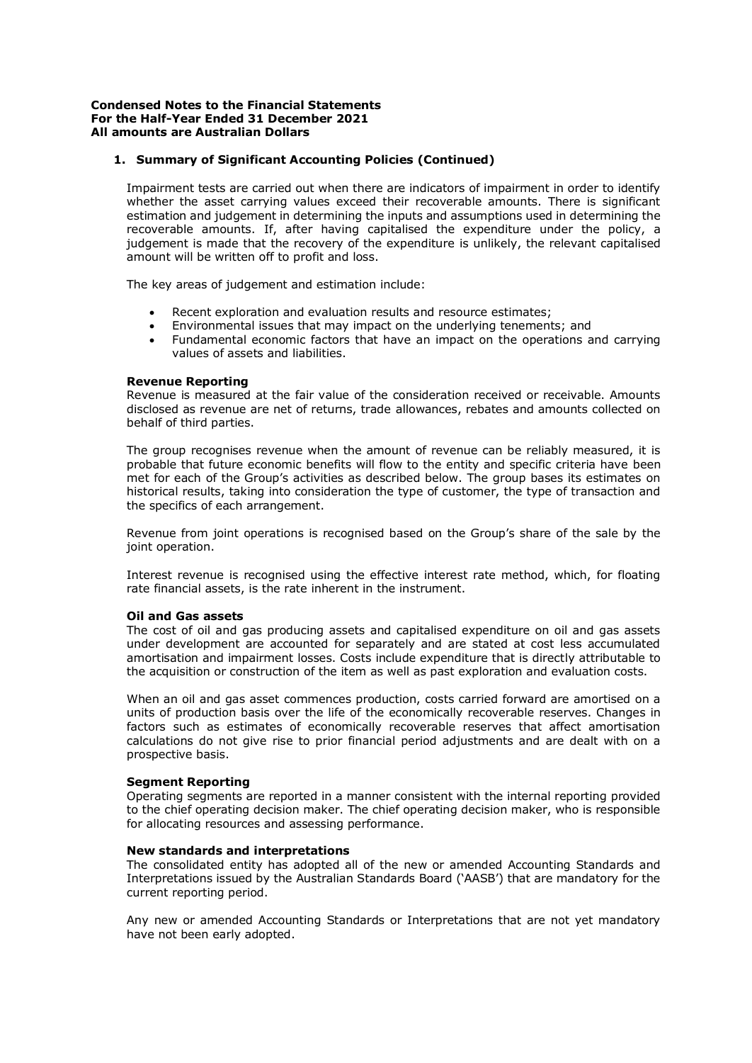**Condensed Notes to the Financial Statements**
**For the Half-Year Ended 31 December 2021**
**All amounts are Australian Dollars**

## 1. Summary of Significant Accounting Policies (Continued)

Impairment tests are carried out when there are indicators of impairment in order to identify whether the asset carrying values exceed their recoverable amounts. There is significant estimation and judgement in determining the inputs and assumptions used in determining the recoverable amounts. If, after having capitalised the expenditure under the policy, a judgement is made that the recovery of the expenditure is unlikely, the relevant capitalised amount will be written off to profit and loss.

The key areas of judgement and estimation include:

- Recent exploration and evaluation results and resource estimates;
- Environmental issues that may impact on the underlying tenements; and
- Fundamental economic factors that have an impact on the operations and carrying values of assets and liabilities.

**Revenue Reporting**

Revenue is measured at the fair value of the consideration received or receivable. Amounts disclosed as revenue are net of returns, trade allowances, rebates and amounts collected on behalf of third parties.

The group recognises revenue when the amount of revenue can be reliably measured, it is probable that future economic benefits will flow to the entity and specific criteria have been met for each of the Group's activities as described below. The group bases its estimates on historical results, taking into consideration the type of customer, the type of transaction and the specifics of each arrangement.

Revenue from joint operations is recognised based on the Group's share of the sale by the joint operation.

Interest revenue is recognised using the effective interest rate method, which, for floating rate financial assets, is the rate inherent in the instrument.

**Oil and Gas assets**

The cost of oil and gas producing assets and capitalised expenditure on oil and gas assets under development are accounted for separately and are stated at cost less accumulated amortisation and impairment losses. Costs include expenditure that is directly attributable to the acquisition or construction of the item as well as past exploration and evaluation costs.

When an oil and gas asset commences production, costs carried forward are amortised on a units of production basis over the life of the economically recoverable reserves. Changes in factors such as estimates of economically recoverable reserves that affect amortisation calculations do not give rise to prior financial period adjustments and are dealt with on a prospective basis.

**Segment Reporting**

Operating segments are reported in a manner consistent with the internal reporting provided to the chief operating decision maker. The chief operating decision maker, who is responsible for allocating resources and assessing performance.

**New standards and interpretations**

The consolidated entity has adopted all of the new or amended Accounting Standards and Interpretations issued by the Australian Standards Board ('AASB') that are mandatory for the current reporting period.

Any new or amended Accounting Standards or Interpretations that are not yet mandatory have not been early adopted.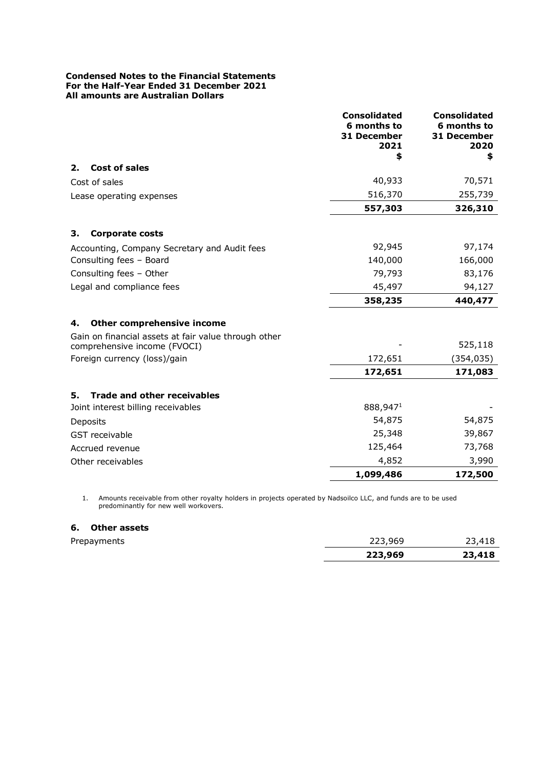**Condensed Notes to the Financial Statements**
**For the Half-Year Ended 31 December 2021**
**All amounts are Australian Dollars**

| | Consolidated 6 months to 31 December 2021 $ | Consolidated 6 months to 31 December 2020 $ |
|---|---|---|
| **2. Cost of sales** | | |
| Cost of sales | 40,933 | 70,571 |
| Lease operating expenses | 516,370 | 255,739 |
| | **557,303** | **326,310** |
| **3. Corporate costs** | | |
| Accounting, Company Secretary and Audit fees | 92,945 | 97,174 |
| Consulting fees – Board | 140,000 | 166,000 |
| Consulting fees – Other | 79,793 | 83,176 |
| Legal and compliance fees | 45,497 | 94,127 |
| | **358,235** | **440,477** |
| **4. Other comprehensive income** | | |
| Gain on financial assets at fair value through other comprehensive income (FVOCI) | - | 525,118 |
| Foreign currency (loss)/gain | 172,651 | (354,035) |
| | **172,651** | **171,083** |
| **5. Trade and other receivables** | | |
| Joint interest billing receivables | 888,947[1] | - |
| Deposits | 54,875 | 54,875 |
| GST receivable | 25,348 | 39,867 |
| Accrued revenue | 125,464 | 73,768 |
| Other receivables | 4,852 | 3,990 |
| | **1,099,486** | **172,500** |

1. Amounts receivable from other royalty holders in projects operated by Nadsoilco LLC, and funds are to be used predominantly for new well workovers.

**6. Other assets**

| | | |
|---|---|---|
| Prepayments | 223,969 | 23,418 |
| | **223,969** | **23,418** |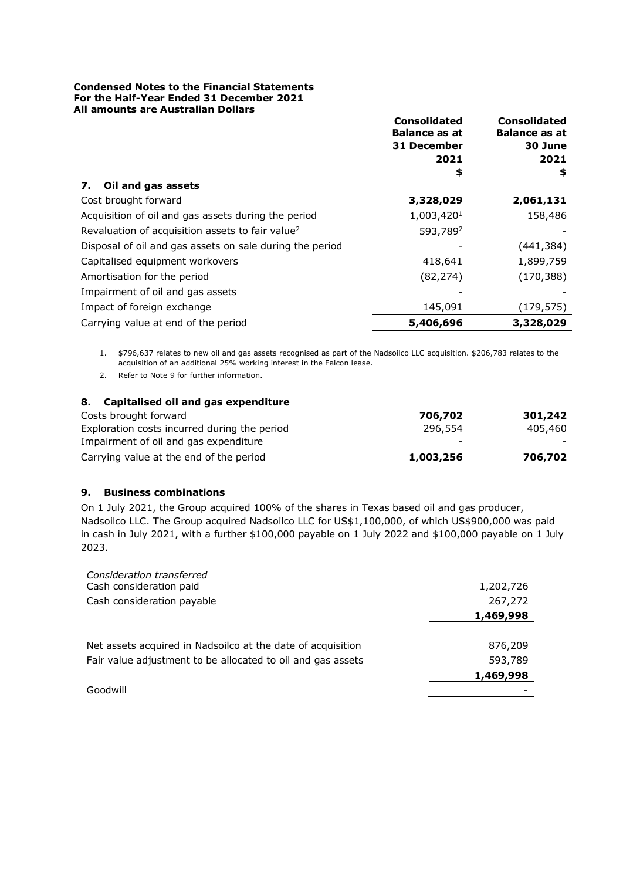**Condensed Notes to the Financial Statements**
**For the Half-Year Ended 31 December 2021**
**All amounts are Australian Dollars**

| | **Consolidated Balance as at 31 December 2021 $** | **Consolidated Balance as at 30 June 2021 $** |
|---|---|---|
| **7. Oil and gas assets** | | |
| Cost brought forward | **3,328,029** | **2,061,131** |
| Acquisition of oil and gas assets during the period | 1,003,420[1] | 158,486 |
| Revaluation of acquisition assets to fair value[2] | 593,789[2] | - |
| Disposal of oil and gas assets on sale during the period | - | (441,384) |
| Capitalised equipment workovers | 418,641 | 1,899,759 |
| Amortisation for the period | (82,274) | (170,388) |
| Impairment of oil and gas assets | - | - |
| Impact of foreign exchange | 145,091 | (179,575) |
| Carrying value at end of the period | **5,406,696** | **3,328,029** |

1. $796,637 relates to new oil and gas assets recognised as part of the Nadsoilco LLC acquisition. $206,783 relates to the acquisition of an additional 25% working interest in the Falcon lease.
2. Refer to Note 9 for further information.

| | | |
|---|---|---|
| **8. Capitalised oil and gas expenditure** | | |
| Costs brought forward | **706,702** | **301,242** |
| Exploration costs incurred during the period | 296,554 | 405,460 |
| Impairment of oil and gas expenditure | - | - |
| Carrying value at the end of the period | **1,003,256** | **706,702** |

### 9. Business combinations

On 1 July 2021, the Group acquired 100% of the shares in Texas based oil and gas producer, Nadsoilco LLC. The Group acquired Nadsoilco LLC for US$1,100,000, of which US$900,000 was paid in cash in July 2021, with a further $100,000 payable on 1 July 2022 and $100,000 payable on 1 July 2023.

| | |
|---|---|
| *Consideration transferred* | |
| Cash consideration paid | 1,202,726 |
| Cash consideration payable | 267,272 |
| | **1,469,998** |
| | |
| Net assets acquired in Nadsoilco at the date of acquisition | 876,209 |
| Fair value adjustment to be allocated to oil and gas assets | 593,789 |
| | **1,469,998** |
| Goodwill | - |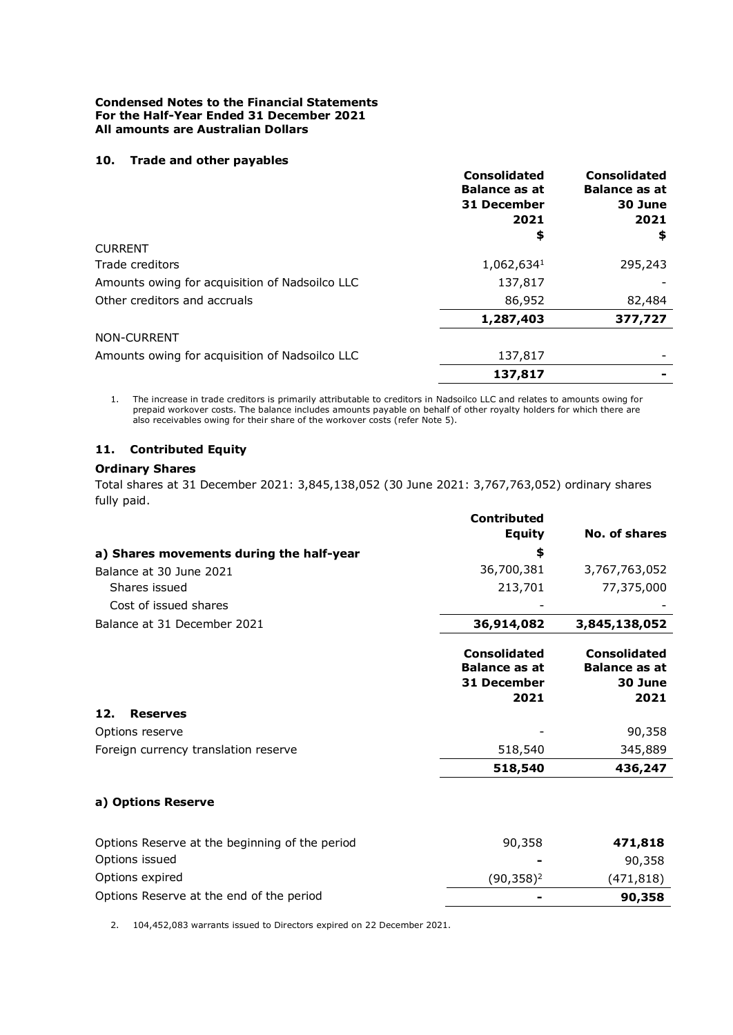**Condensed Notes to the Financial Statements**
**For the Half-Year Ended 31 December 2021**
**All amounts are Australian Dollars**

### 10. Trade and other payables

| | Consolidated Balance as at 31 December 2021 $ | Consolidated Balance as at 30 June 2021 $ |
|---|---|---|
| CURRENT | | |
| Trade creditors | 1,062,634[1] | 295,243 |
| Amounts owing for acquisition of Nadsoilco LLC | 137,817 | - |
| Other creditors and accruals | 86,952 | 82,484 |
| | **1,287,403** | **377,727** |
| NON-CURRENT | | |
| Amounts owing for acquisition of Nadsoilco LLC | 137,817 | - |
| | **137,817** | **-** |

1. The increase in trade creditors is primarily attributable to creditors in Nadsoilco LLC and relates to amounts owing for prepaid workover costs. The balance includes amounts payable on behalf of other royalty holders for which there are also receivables owing for their share of the workover costs (refer Note 5).

### 11. Contributed Equity

**Ordinary Shares**

Total shares at 31 December 2021: 3,845,138,052 (30 June 2021: 3,767,763,052) ordinary shares fully paid.

| **a) Shares movements during the half-year** | Contributed Equity $ | No. of shares |
|---|---|---|
| Balance at 30 June 2021 | 36,700,381 | 3,767,763,052 |
| Shares issued | 213,701 | 77,375,000 |
| Cost of issued shares | - | - |
| Balance at 31 December 2021 | **36,914,082** | **3,845,138,052** |

### 12. Reserves

| | Consolidated Balance as at 31 December 2021 | Consolidated Balance as at 30 June 2021 |
|---|---|---|
| Options reserve | - | 90,358 |
| Foreign currency translation reserve | 518,540 | 345,889 |
| | **518,540** | **436,247** |

**a) Options Reserve**

| | | |
|---|---|---|
| Options Reserve at the beginning of the period | 90,358 | **471,818** |
| Options issued | **-** | 90,358 |
| Options expired | (90,358)[2] | (471,818) |
| Options Reserve at the end of the period | **-** | **90,358** |

2. 104,452,083 warrants issued to Directors expired on 22 December 2021.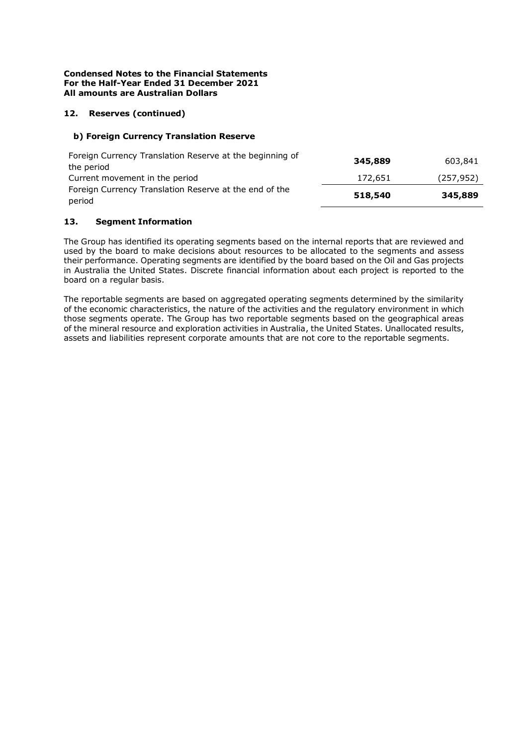**Condensed Notes to the Financial Statements**
**For the Half-Year Ended 31 December 2021**
**All amounts are Australian Dollars**

## 12. Reserves (continued)

### b) Foreign Currency Translation Reserve

| | | |
|---|---|---|
| Foreign Currency Translation Reserve at the beginning of the period | **345,889** | 603,841 |
| Current movement in the period | 172,651 | (257,952) |
| Foreign Currency Translation Reserve at the end of the period | **518,540** | **345,889** |

## 13. Segment Information

The Group has identified its operating segments based on the internal reports that are reviewed and used by the board to make decisions about resources to be allocated to the segments and assess their performance. Operating segments are identified by the board based on the Oil and Gas projects in Australia the United States. Discrete financial information about each project is reported to the board on a regular basis.

The reportable segments are based on aggregated operating segments determined by the similarity of the economic characteristics, the nature of the activities and the regulatory environment in which those segments operate. The Group has two reportable segments based on the geographical areas of the mineral resource and exploration activities in Australia, the United States. Unallocated results, assets and liabilities represent corporate amounts that are not core to the reportable segments.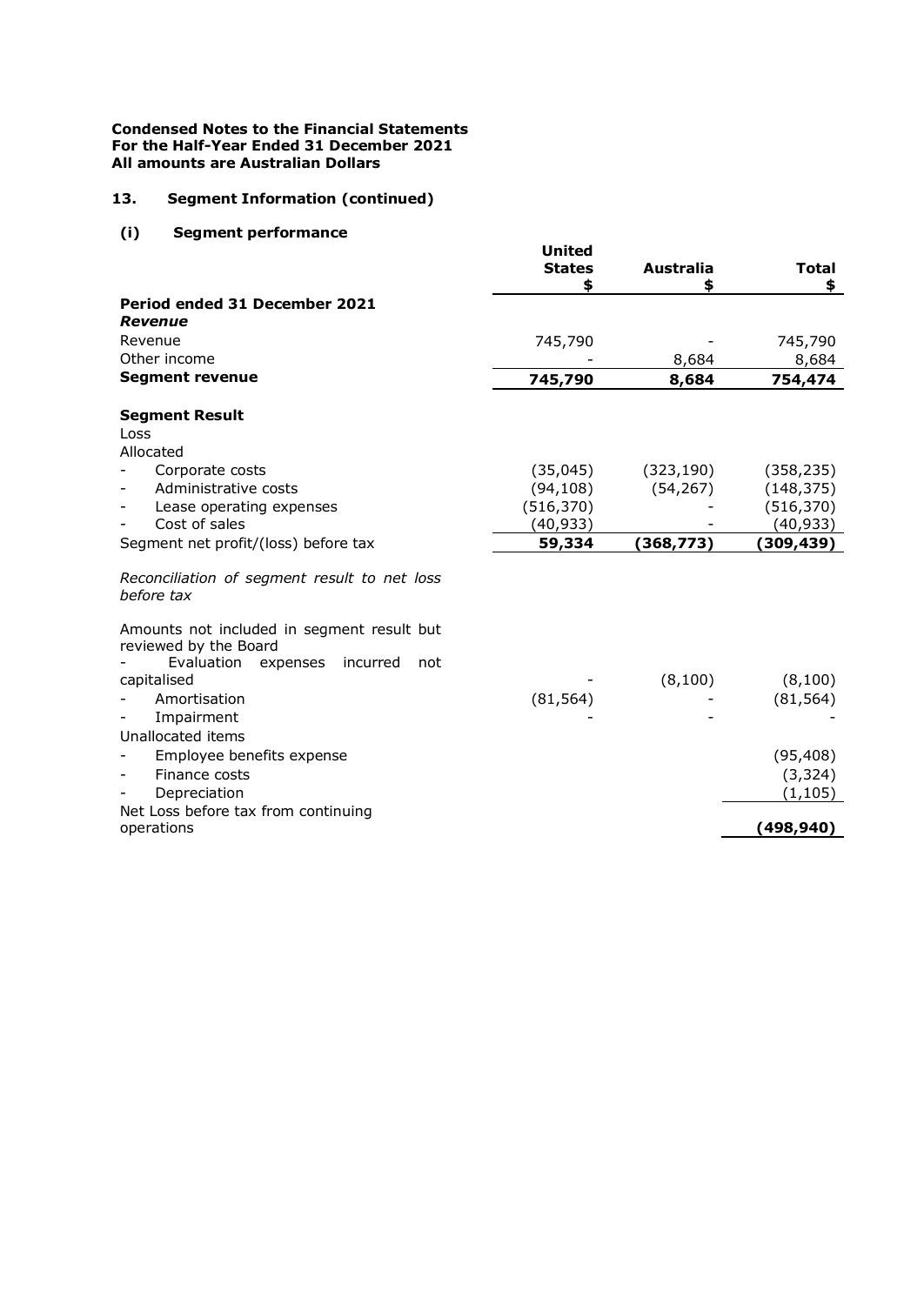**Condensed Notes to the Financial Statements**
**For the Half-Year Ended 31 December 2021**
**All amounts are Australian Dollars**

## 13. Segment Information (continued)

### (i) Segment performance

| | United States $ | Australia $ | Total $ |
|---|---|---|---|
| **Period ended 31 December 2021** | | | |
| ***Revenue*** | | | |
| Revenue | 745,790 | - | 745,790 |
| Other income | - | 8,684 | 8,684 |
| **Segment revenue** | **745,790** | **8,684** | **754,474** |
| | | | |
| **Segment Result** | | | |
| Loss | | | |
| Allocated | | | |
| - Corporate costs | (35,045) | (323,190) | (358,235) |
| - Administrative costs | (94,108) | (54,267) | (148,375) |
| - Lease operating expenses | (516,370) | - | (516,370) |
| - Cost of sales | (40,933) | - | (40,933) |
| Segment net profit/(loss) before tax | **59,334** | **(368,773)** | **(309,439)** |
| | | | |
| *Reconciliation of segment result to net loss before tax* | | | |
| | | | |
| Amounts not included in segment result but reviewed by the Board | | | |
| - Evaluation expenses incurred not capitalised | - | (8,100) | (8,100) |
| - Amortisation | (81,564) | - | (81,564) |
| - Impairment | - | - | - |
| Unallocated items | | | |
| - Employee benefits expense | | | (95,408) |
| - Finance costs | | | (3,324) |
| - Depreciation | | | (1,105) |
| Net Loss before tax from continuing operations | | | **(498,940)** |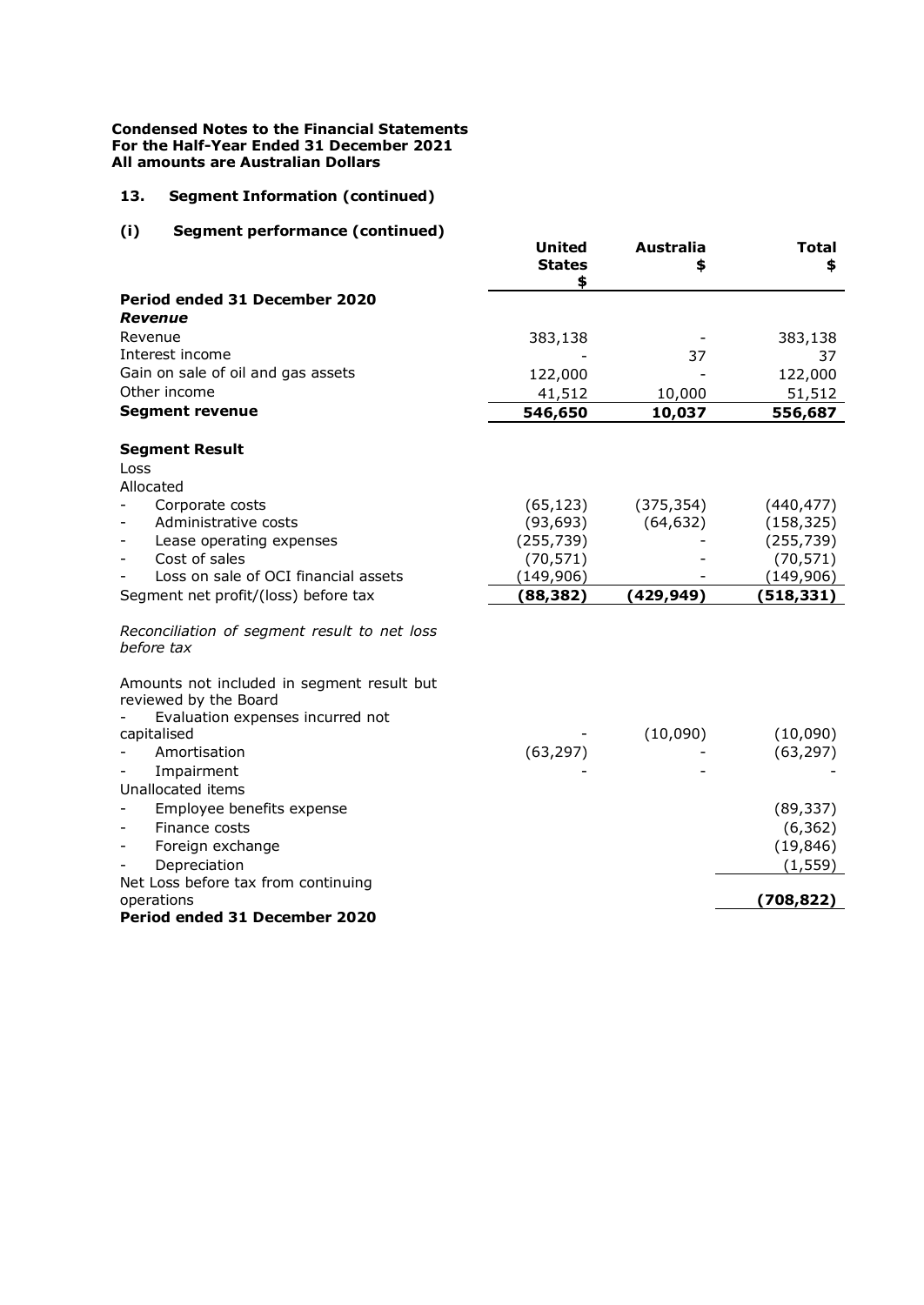**Condensed Notes to the Financial Statements**
**For the Half-Year Ended 31 December 2021**
**All amounts are Australian Dollars**

## 13. Segment Information (continued)

### (i) Segment performance (continued)

| | United States $ | Australia $ | Total $ |
|---|---|---|---|
| **Period ended 31 December 2020** | | | |
| ***Revenue*** | | | |
| Revenue | 383,138 | - | 383,138 |
| Interest income | - | 37 | 37 |
| Gain on sale of oil and gas assets | 122,000 | - | 122,000 |
| Other income | 41,512 | 10,000 | 51,512 |
| **Segment revenue** | **546,650** | **10,037** | **556,687** |
| | | | |
| **Segment Result** | | | |
| Loss | | | |
| Allocated | | | |
| - Corporate costs | (65,123) | (375,354) | (440,477) |
| - Administrative costs | (93,693) | (64,632) | (158,325) |
| - Lease operating expenses | (255,739) | - | (255,739) |
| - Cost of sales | (70,571) | - | (70,571) |
| - Loss on sale of OCI financial assets | (149,906) | - | (149,906) |
| Segment net profit/(loss) before tax | **(88,382)** | **(429,949)** | **(518,331)** |
| | | | |
| *Reconciliation of segment result to net loss before tax* | | | |
| | | | |
| Amounts not included in segment result but reviewed by the Board | | | |
| - Evaluation expenses incurred not capitalised | - | (10,090) | (10,090) |
| - Amortisation | (63,297) | - | (63,297) |
| - Impairment | - | - | - |
| Unallocated items | | | |
| - Employee benefits expense | | | (89,337) |
| - Finance costs | | | (6,362) |
| - Foreign exchange | | | (19,846) |
| - Depreciation | | | (1,559) |
| Net Loss before tax from continuing operations | | | **(708,822)** |
| **Period ended 31 December 2020** | | | |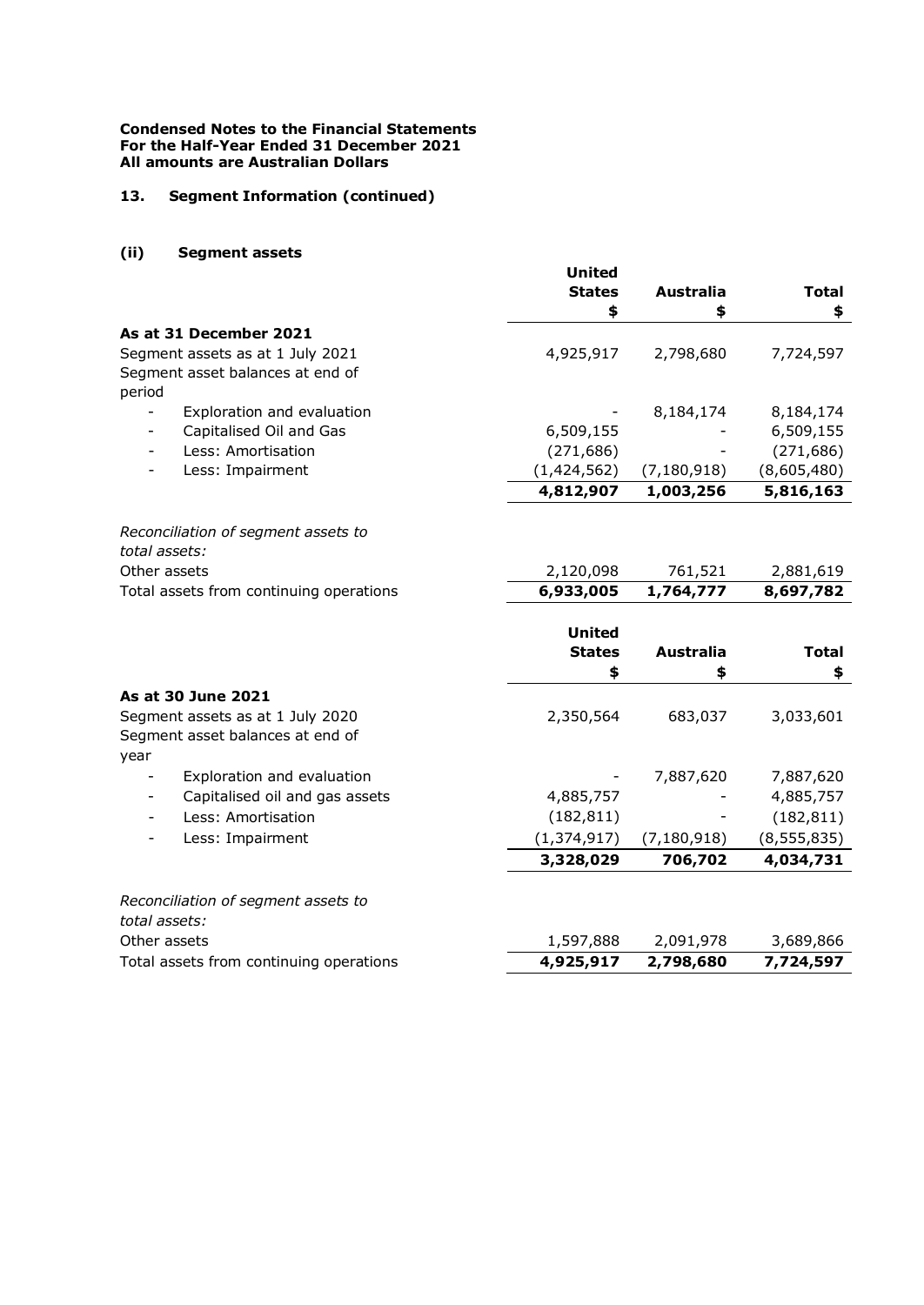**Condensed Notes to the Financial Statements**
**For the Half-Year Ended 31 December 2021**
**All amounts are Australian Dollars**

## 13. Segment Information (continued)

### (ii) Segment assets

| | United States $ | Australia $ | Total $ |
|---|---|---|---|
| **As at 31 December 2021** | | | |
| Segment assets as at 1 July 2021 | 4,925,917 | 2,798,680 | 7,724,597 |
| Segment asset balances at end of period | | | |
| - Exploration and evaluation | - | 8,184,174 | 8,184,174 |
| - Capitalised Oil and Gas | 6,509,155 | - | 6,509,155 |
| - Less: Amortisation | (271,686) | - | (271,686) |
| - Less: Impairment | (1,424,562) | (7,180,918) | (8,605,480) |
| | **4,812,907** | **1,003,256** | **5,816,163** |
| *Reconciliation of segment assets to total assets:* | | | |
| Other assets | 2,120,098 | 761,521 | 2,881,619 |
| Total assets from continuing operations | **6,933,005** | **1,764,777** | **8,697,782** |

| | United States $ | Australia $ | Total $ |
|---|---|---|---|
| **As at 30 June 2021** | | | |
| Segment assets as at 1 July 2020 | 2,350,564 | 683,037 | 3,033,601 |
| Segment asset balances at end of year | | | |
| - Exploration and evaluation | - | 7,887,620 | 7,887,620 |
| - Capitalised oil and gas assets | 4,885,757 | - | 4,885,757 |
| - Less: Amortisation | (182,811) | - | (182,811) |
| - Less: Impairment | (1,374,917) | (7,180,918) | (8,555,835) |
| | **3,328,029** | **706,702** | **4,034,731** |
| *Reconciliation of segment assets to total assets:* | | | |
| Other assets | 1,597,888 | 2,091,978 | 3,689,866 |
| Total assets from continuing operations | **4,925,917** | **2,798,680** | **7,724,597** |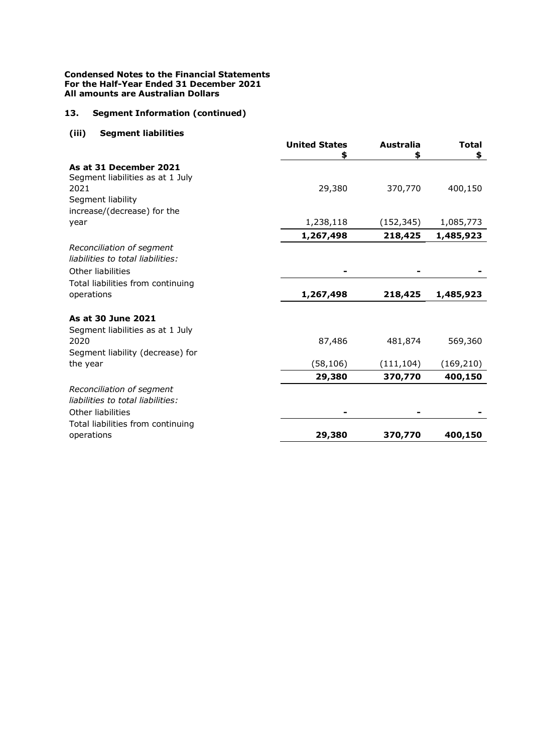**Condensed Notes to the Financial Statements**
**For the Half-Year Ended 31 December 2021**
**All amounts are Australian Dollars**

## 13. Segment Information (continued)

### (iii) Segment liabilities

| | United States $ | Australia $ | Total $ |
|---|---|---|---|
| **As at 31 December 2021** | | | |
| Segment liabilities as at 1 July 2021 | 29,380 | 370,770 | 400,150 |
| Segment liability increase/(decrease) for the year | 1,238,118 | (152,345) | 1,085,773 |
| | **1,267,498** | **218,425** | **1,485,923** |
| *Reconciliation of segment liabilities to total liabilities:* | | | |
| Other liabilities | - | - | - |
| Total liabilities from continuing operations | **1,267,498** | **218,425** | **1,485,923** |
| **As at 30 June 2021** | | | |
| Segment liabilities as at 1 July 2020 | 87,486 | 481,874 | 569,360 |
| Segment liability (decrease) for the year | (58,106) | (111,104) | (169,210) |
| | **29,380** | **370,770** | **400,150** |
| *Reconciliation of segment liabilities to total liabilities:* | | | |
| Other liabilities | - | - | - |
| Total liabilities from continuing operations | **29,380** | **370,770** | **400,150** |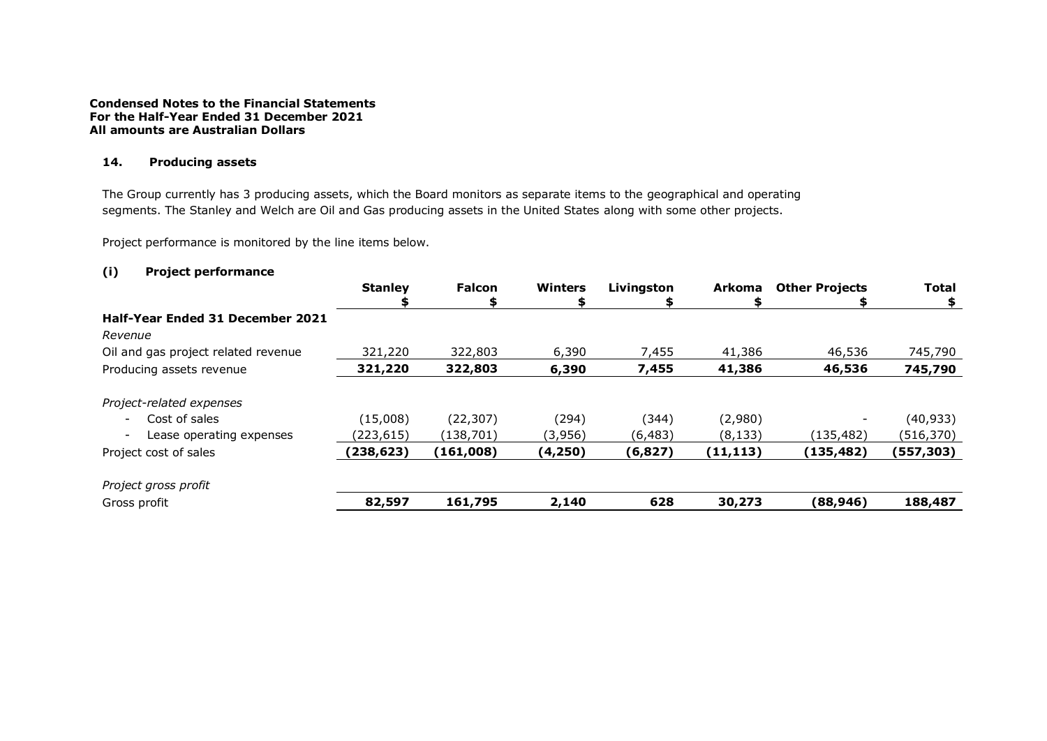**Condensed Notes to the Financial Statements**
**For the Half-Year Ended 31 December 2021**
**All amounts are Australian Dollars**

## 14. Producing assets

The Group currently has 3 producing assets, which the Board monitors as separate items to the geographical and operating segments. The Stanley and Welch are Oil and Gas producing assets in the United States along with some other projects.

Project performance is monitored by the line items below.

### (i) Project performance

| | **Stanley** | **Falcon** | **Winters** | **Livingston** | **Arkoma** | **Other Projects** | **Total** |
|---|---|---|---|---|---|---|---|
| | **$** | **$** | **$** | **$** | **$** | **$** | **$** |
| **Half-Year Ended 31 December 2021** | | | | | | | |
| *Revenue* | | | | | | | |
| Oil and gas project related revenue | 321,220 | 322,803 | 6,390 | 7,455 | 41,386 | 46,536 | 745,790 |
| Producing assets revenue | **321,220** | **322,803** | **6,390** | **7,455** | **41,386** | **46,536** | **745,790** |
| *Project-related expenses* | | | | | | | |
| - Cost of sales | (15,008) | (22,307) | (294) | (344) | (2,980) | - | (40,933) |
| - Lease operating expenses | (223,615) | (138,701) | (3,956) | (6,483) | (8,133) | (135,482) | (516,370) |
| Project cost of sales | **(238,623)** | **(161,008)** | **(4,250)** | **(6,827)** | **(11,113)** | **(135,482)** | **(557,303)** |
| *Project gross profit* | | | | | | | |
| Gross profit | **82,597** | **161,795** | **2,140** | **628** | **30,273** | **(88,946)** | **188,487** |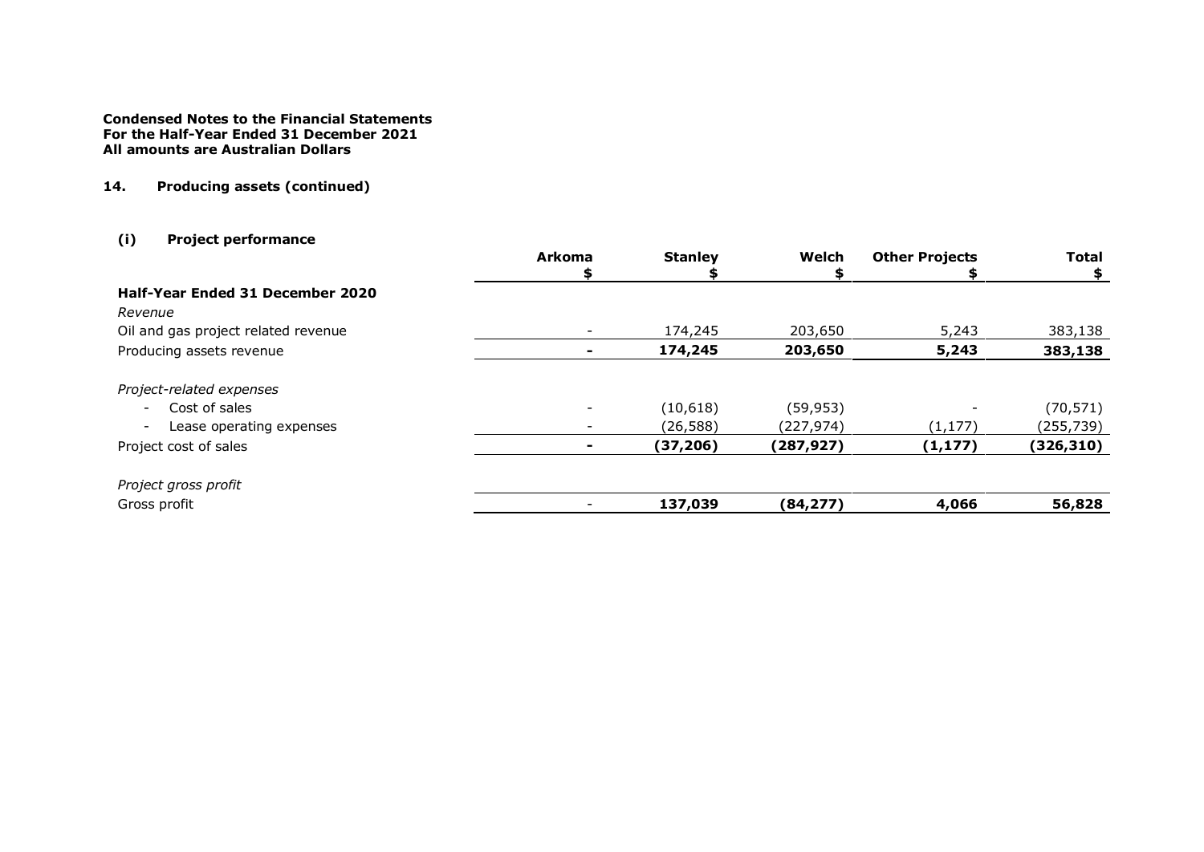**Condensed Notes to the Financial Statements**
**For the Half-Year Ended 31 December 2021**
**All amounts are Australian Dollars**

## 14. Producing assets (continued)

### (i) Project performance

| | Arkoma $ | Stanley $ | Welch $ | Other Projects $ | Total $ |
|---|---|---|---|---|---|
| **Half-Year Ended 31 December 2020** | | | | | |
| *Revenue* | | | | | |
| Oil and gas project related revenue | - | 174,245 | 203,650 | 5,243 | 383,138 |
| Producing assets revenue | **-** | **174,245** | **203,650** | **5,243** | **383,138** |
| *Project-related expenses* | | | | | |
| - Cost of sales | - | (10,618) | (59,953) | - | (70,571) |
| - Lease operating expenses | - | (26,588) | (227,974) | (1,177) | (255,739) |
| Project cost of sales | **-** | **(37,206)** | **(287,927)** | **(1,177)** | **(326,310)** |
| *Project gross profit* | | | | | |
| Gross profit | - | **137,039** | **(84,277)** | **4,066** | **56,828** |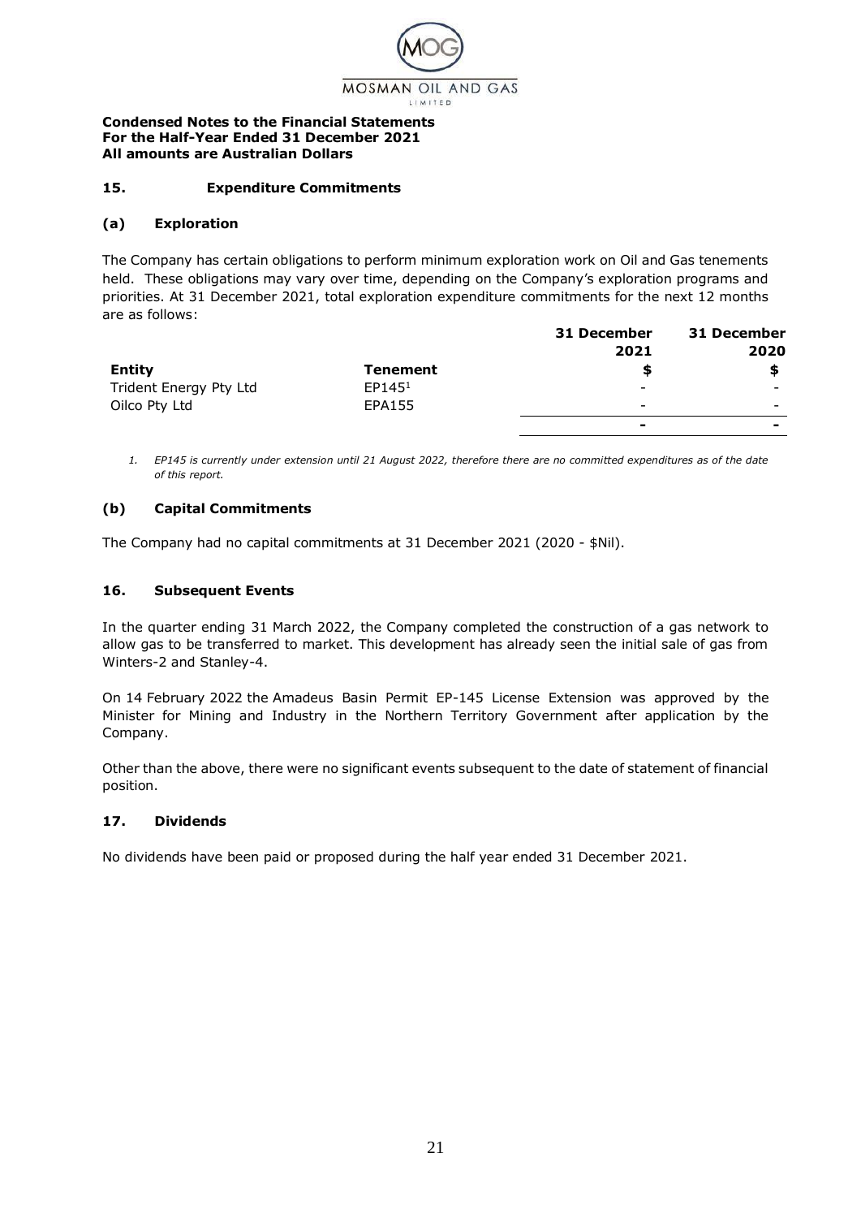**Condensed Notes to the Financial Statements**
**For the Half-Year Ended 31 December 2021**
**All amounts are Australian Dollars**

## 15. Expenditure Commitments

### (a) Exploration

The Company has certain obligations to perform minimum exploration work on Oil and Gas tenements held. These obligations may vary over time, depending on the Company's exploration programs and priorities. At 31 December 2021, total exploration expenditure commitments for the next 12 months are as follows:

| | | 31 December 2021 | 31 December 2020 |
|---|---|---|---|
| **Entity** | **Tenement** | **$** | **$** |
| Trident Energy Pty Ltd | EP145[1] | - | - |
| Oilco Pty Ltd | EPA155 | - | - |
| | | **-** | **-** |

*1. EP145 is currently under extension until 21 August 2022, therefore there are no committed expenditures as of the date of this report.*

### (b) Capital Commitments

The Company had no capital commitments at 31 December 2021 (2020 - $Nil).

## 16. Subsequent Events

In the quarter ending 31 March 2022, the Company completed the construction of a gas network to allow gas to be transferred to market. This development has already seen the initial sale of gas from Winters-2 and Stanley-4.

On 14 February 2022 the Amadeus Basin Permit EP-145 License Extension was approved by the Minister for Mining and Industry in the Northern Territory Government after application by the Company.

Other than the above, there were no significant events subsequent to the date of statement of financial position.

## 17. Dividends

No dividends have been paid or proposed during the half year ended 31 December 2021.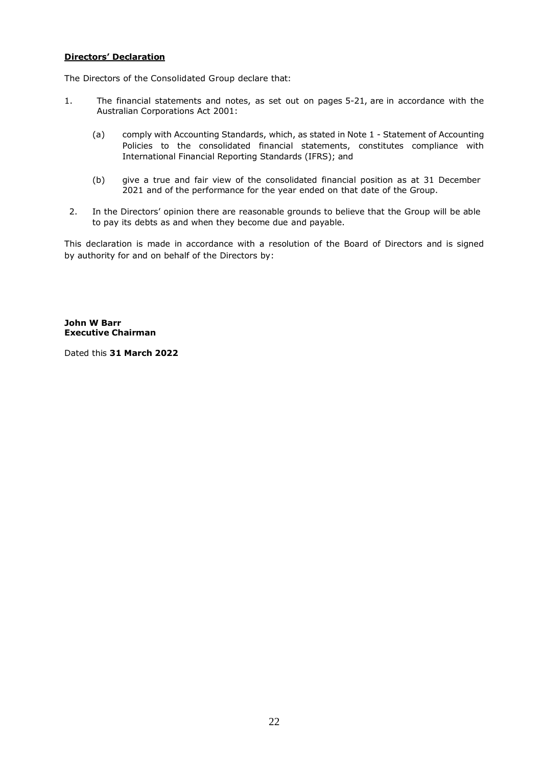**Directors' Declaration**

The Directors of the Consolidated Group declare that:

1. The financial statements and notes, as set out on pages 5-21, are in accordance with the Australian Corporations Act 2001:

   (a) comply with Accounting Standards, which, as stated in Note 1 - Statement of Accounting Policies to the consolidated financial statements, constitutes compliance with International Financial Reporting Standards (IFRS); and

   (b) give a true and fair view of the consolidated financial position as at 31 December 2021 and of the performance for the year ended on that date of the Group.

2. In the Directors' opinion there are reasonable grounds to believe that the Group will be able to pay its debts as and when they become due and payable.

This declaration is made in accordance with a resolution of the Board of Directors and is signed by authority for and on behalf of the Directors by:

**John W Barr**
**Executive Chairman**

Dated this **31 March 2022**